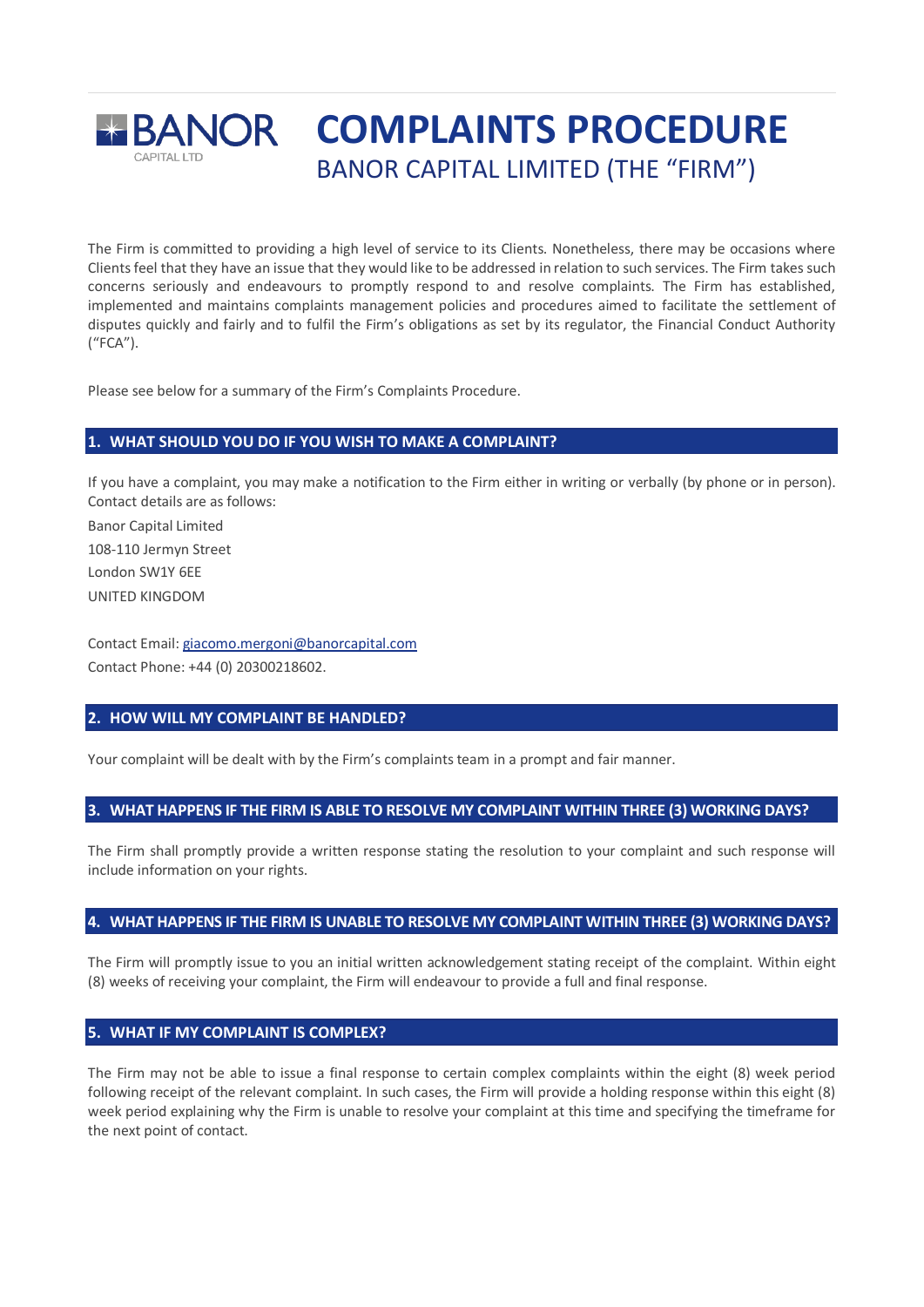# COMPLAINTS PROCEDURE

## BANOR CAPITAL LIMITED (THE "FIRM")

The Firm is committed to providing a high level of service to its Clients. Nonetheless, there may be occasions where Clients feel that they have an issue that they would like to be addressed in relation to such services. The Firm takes such concerns seriously and endeavours to promptly respond to and resolve complaints. The Firm has established, implemented and maintains complaints management policies and procedures aimed to facilitate the settlement of disputes quickly and fairly and to fulfil the Firm's obligations as set by its regulator, the Financial Conduct Authority ("FCA").

Please see below for a summary of the Firm's Complaints Procedure.

### 1. WHAT SHOULD YOU DO IF YOU WISH TO MAKE A COMPLAINT?

If you have a complaint, you may make a notification to the Firm either in writing or verbally (by phone or in person). Contact details are as follows:

Banor Capital Limited
108-110 Jermyn Street
London SW1Y 6EE
UNITED KINGDOM

Contact Email: giacomo.mergoni@banorcapital.com
Contact Phone: +44 (0) 20300218602.

### 2. HOW WILL MY COMPLAINT BE HANDLED?

Your complaint will be dealt with by the Firm's complaints team in a prompt and fair manner.

### 3. WHAT HAPPENS IF THE FIRM IS ABLE TO RESOLVE MY COMPLAINT WITHIN THREE (3) WORKING DAYS?

The Firm shall promptly provide a written response stating the resolution to your complaint and such response will include information on your rights.

### 4. WHAT HAPPENS IF THE FIRM IS UNABLE TO RESOLVE MY COMPLAINT WITHIN THREE (3) WORKING DAYS?

The Firm will promptly issue to you an initial written acknowledgement stating receipt of the complaint. Within eight (8) weeks of receiving your complaint, the Firm will endeavour to provide a full and final response.

### 5. WHAT IF MY COMPLAINT IS COMPLEX?

The Firm may not be able to issue a final response to certain complex complaints within the eight (8) week period following receipt of the relevant complaint. In such cases, the Firm will provide a holding response within this eight (8) week period explaining why the Firm is unable to resolve your complaint at this time and specifying the timeframe for the next point of contact.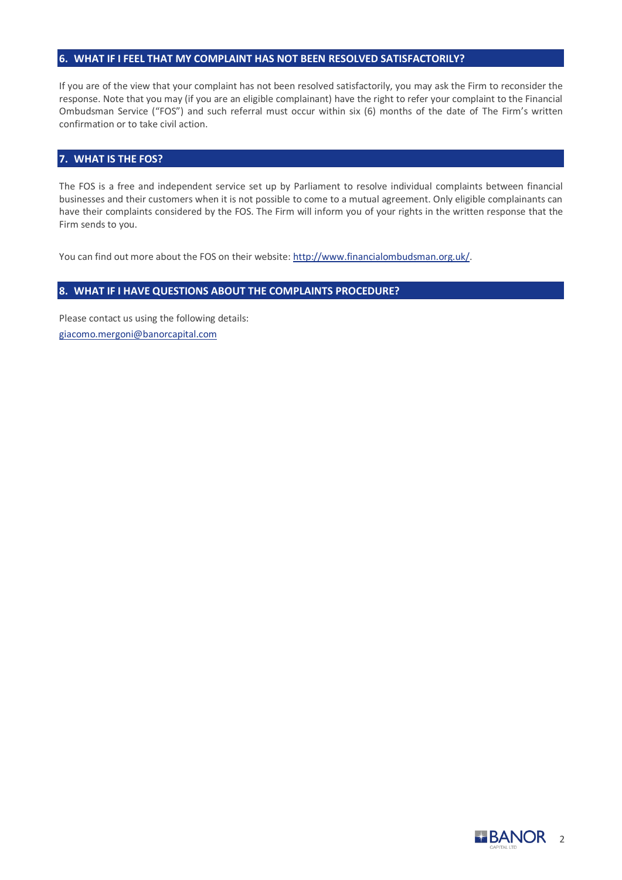## 6. WHAT IF I FEEL THAT MY COMPLAINT HAS NOT BEEN RESOLVED SATISFACTORILY?

If you are of the view that your complaint has not been resolved satisfactorily, you may ask the Firm to reconsider the response. Note that you may (if you are an eligible complainant) have the right to refer your complaint to the Financial Ombudsman Service ("FOS") and such referral must occur within six (6) months of the date of The Firm's written confirmation or to take civil action.

## 7. WHAT IS THE FOS?

The FOS is a free and independent service set up by Parliament to resolve individual complaints between financial businesses and their customers when it is not possible to come to a mutual agreement. Only eligible complainants can have their complaints considered by the FOS. The Firm will inform you of your rights in the written response that the Firm sends to you.

You can find out more about the FOS on their website: [http://www.financialombudsman.org.uk/](http://www.financialombudsman.org.uk/).

## 8. WHAT IF I HAVE QUESTIONS ABOUT THE COMPLAINTS PROCEDURE?

Please contact us using the following details:
[giacomo.mergoni@banorcapital.com](mailto:giacomo.mergoni@banorcapital.com)